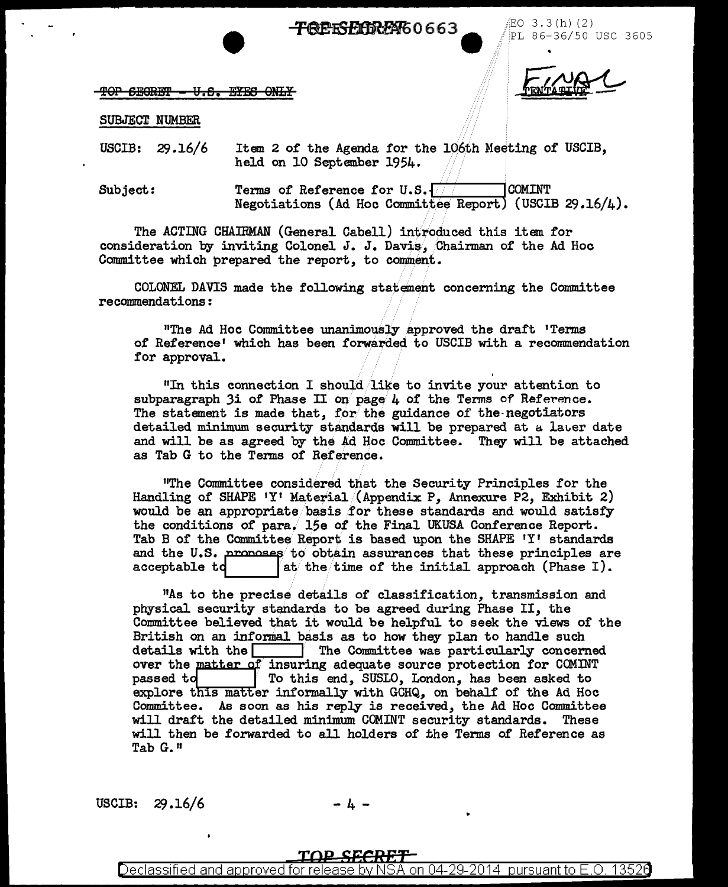TOP SECRET - U.S. EYES ONLY

FINAL

SUBJECT NUMBER

USCIB: 29.16/6 Item 2 of the Agenda for the 106th Meeting of USCIB, held on 10 September 1954.

Subject: Terms of Reference for U.S.-[ ] COMINT Negotiations (Ad Hoc Committee Report) (USCIB 29.16/4).

The ACTING CHAIRMAN (General Cabell) introduced this item for consideration by inviting Colonel J. J. Davis, Chairman of the Ad Hoc Committee which prepared the report, to comment.

COLONEL DAVIS made the following statement concerning the Committee recommendations:

"The Ad Hoc Committee unanimously approved the draft 'Terms of Reference' which has been forwarded to USCIB with a recommendation for approval.

"In this connection I should like to invite your attention to subparagraph 3i of Phase II on page 4 of the Terms of Reference. The statement is made that, for the guidance of the negotiators detailed minimum security standards will be prepared at a later date and will be as agreed by the Ad Hoc Committee. They will be attached as Tab G to the Terms of Reference.

"The Committee considered that the Security Principles for the Handling of SHAPE 'Y' Material (Appendix P, Annexure P2, Exhibit 2) would be an appropriate basis for these standards and would satisfy the conditions of para. 15e of the Final UKUSA Conference Report. Tab B of the Committee Report is based upon the SHAPE 'Y' standards and the U.S. proposes to obtain assurances that these principles are acceptable to [ ] at the time of the initial approach (Phase I).

"As to the precise details of classification, transmission and physical security standards to be agreed during Phase II, the Committee believed that it would be helpful to seek the views of the British on an informal basis as to how they plan to handle such details with the [ ] The Committee was particularly concerned over the matter of insuring adequate source protection for COMINT passed to [ ] To this end, SUSLO, London, has been asked to explore this matter informally with GCHQ, on behalf of the Ad Hoc Committee. As soon as his reply is received, the Ad Hoc Committee will draft the detailed minimum COMINT security standards. These will then be forwarded to all holders of the Terms of Reference as Tab G."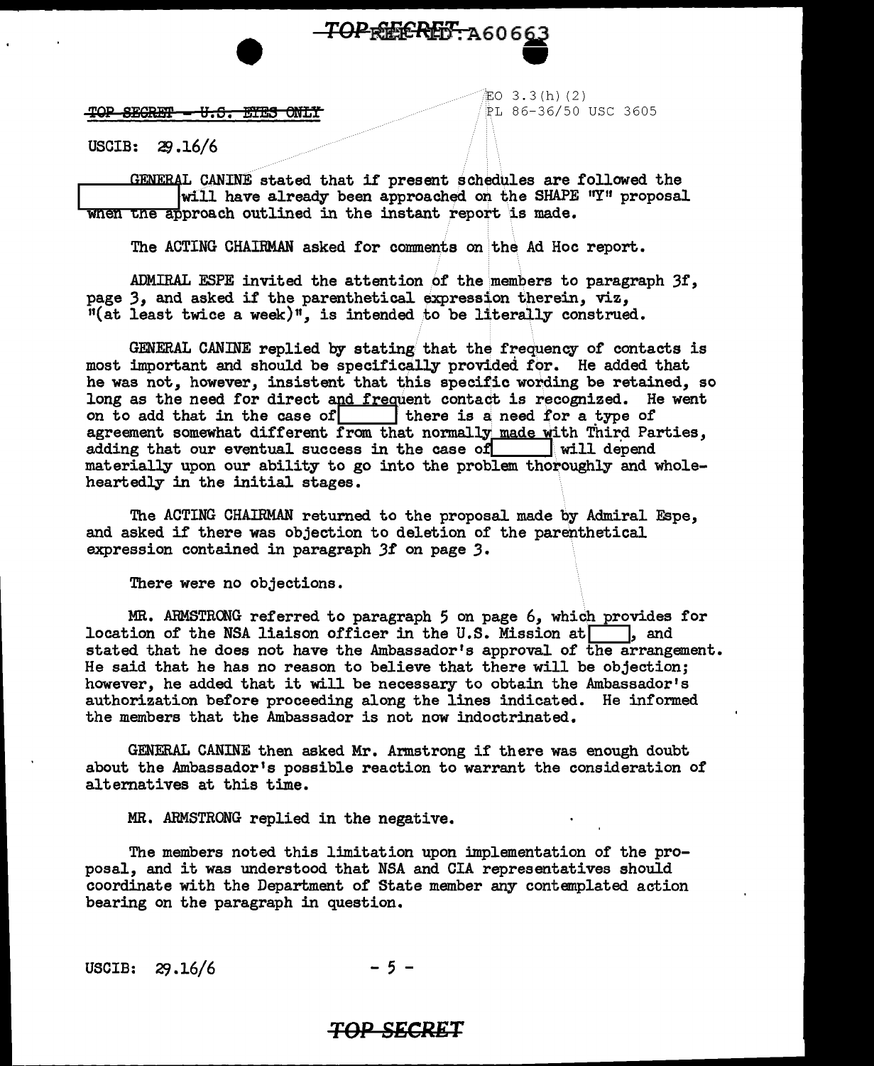TOP SECRET - U.S. EYES ONLY

EO 3.3(h)(2)
PL 86-36/50 USC 3605

USCIB: 29.16/6

GENERAL CANINE stated that if present schedules are followed the [ ] will have already been approached on the SHAPE "Y" proposal when the approach outlined in the instant report is made.

The ACTING CHAIRMAN asked for comments on the Ad Hoc report.

ADMIRAL ESPE invited the attention of the members to paragraph 3f, page 3, and asked if the parenthetical expression therein, viz, "(at least twice a week)", is intended to be literally construed.

GENERAL CANINE replied by stating that the frequency of contacts is most important and should be specifically provided for. He added that he was not, however, insistent that this specific wording be retained, so long as the need for direct and frequent contact is recognized. He went on to add that in the case of [ ] there is a need for a type of agreement somewhat different from that normally made with Third Parties, adding that our eventual success in the case of [ ] will depend materially upon our ability to go into the problem thoroughly and wholeheartedly in the initial stages.

The ACTING CHAIRMAN returned to the proposal made by Admiral Espe, and asked if there was objection to deletion of the parenthetical expression contained in paragraph 3f on page 3.

There were no objections.

MR. ARMSTRONG referred to paragraph 5 on page 6, which provides for location of the NSA liaison officer in the U.S. Mission at [ ], and stated that he does not have the Ambassador's approval of the arrangement. He said that he has no reason to believe that there will be objection; however, he added that it will be necessary to obtain the Ambassador's authorization before proceeding along the lines indicated. He informed the members that the Ambassador is not now indoctrinated.

GENERAL CANINE then asked Mr. Armstrong if there was enough doubt about the Ambassador's possible reaction to warrant the consideration of alternatives at this time.

MR. ARMSTRONG replied in the negative.

The members noted this limitation upon implementation of the proposal, and it was understood that NSA and CIA representatives should coordinate with the Department of State member any contemplated action bearing on the paragraph in question.

USCIB: 29.16/6 - 5 -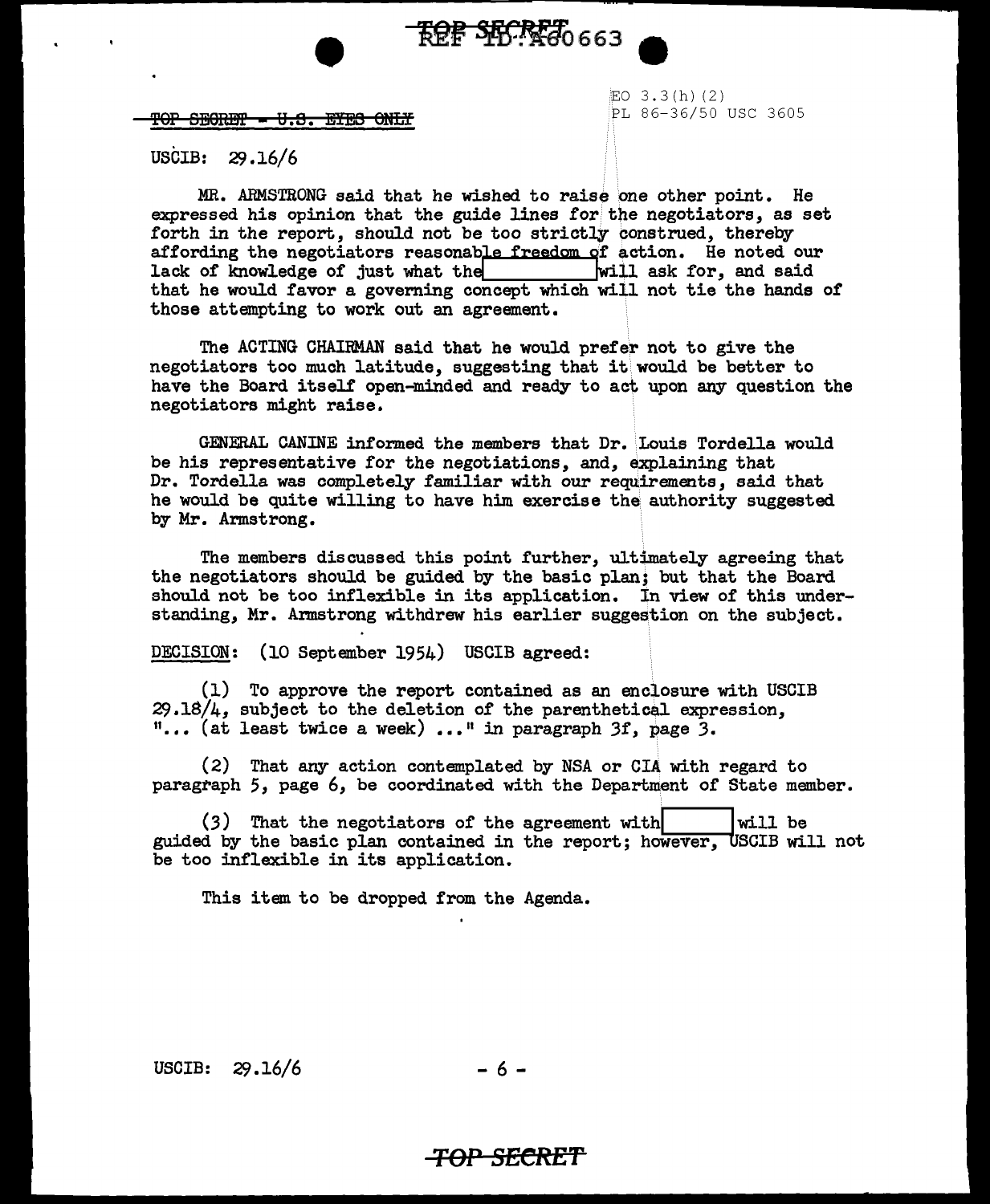TOP SECRET - U.S. EYES ONLY

EO 3.3(h)(2)
PL 86-36/50 USC 3605

USCIB: 29.16/6

MR. ARMSTRONG said that he wished to raise one other point. He expressed his opinion that the guide lines for the negotiators, as set forth in the report, should not be too strictly construed, thereby affording the negotiators reasonable freedom of action. He noted our lack of knowledge of just what the [redacted] will ask for, and said that he would favor a governing concept which will not tie the hands of those attempting to work out an agreement.

The ACTING CHAIRMAN said that he would prefer not to give the negotiators too much latitude, suggesting that it would be better to have the Board itself open-minded and ready to act upon any question the negotiators might raise.

GENERAL CANINE informed the members that Dr. Louis Tordella would be his representative for the negotiations, and, explaining that Dr. Tordella was completely familiar with our requirements, said that he would be quite willing to have him exercise the authority suggested by Mr. Armstrong.

The members discussed this point further, ultimately agreeing that the negotiators should be guided by the basic plan; but that the Board should not be too inflexible in its application. In view of this understanding, Mr. Armstrong withdrew his earlier suggestion on the subject.

DECISION: (10 September 1954) USCIB agreed:

(1) To approve the report contained as an enclosure with USCIB 29.18/4, subject to the deletion of the parenthetical expression, "... (at least twice a week) ..." in paragraph 3f, page 3.

(2) That any action contemplated by NSA or CIA with regard to paragraph 5, page 6, be coordinated with the Department of State member.

(3) That the negotiators of the agreement with [redacted] will be guided by the basic plan contained in the report; however, USCIB will not be too inflexible in its application.

This item to be dropped from the Agenda.

USCIB: 29.16/6

TOP SECRET